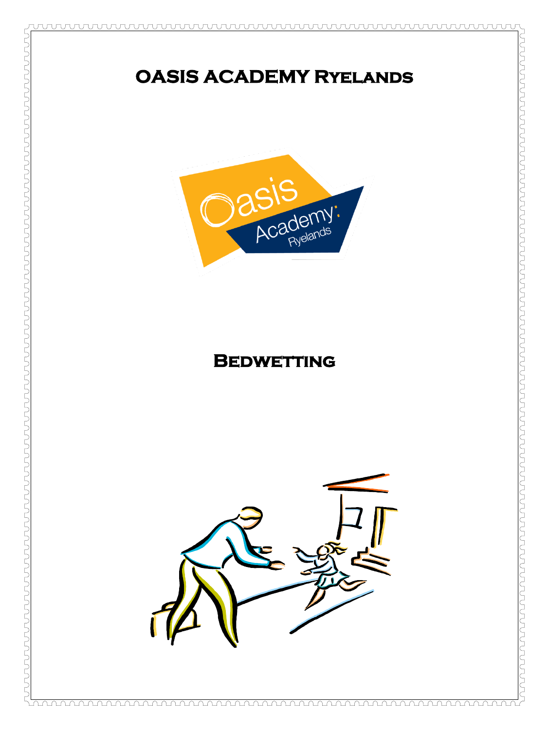# OASIS ACADEMY Ryelands

## Bedwetting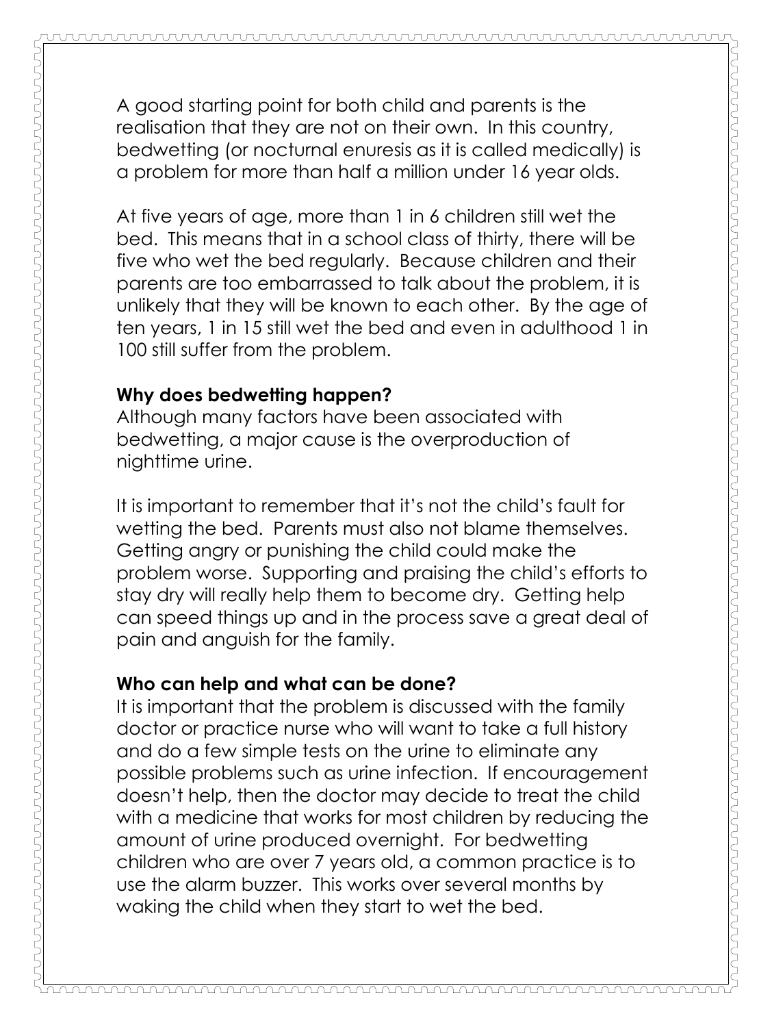A good starting point for both child and parents is the realisation that they are not on their own. In this country, bedwetting (or nocturnal enuresis as it is called medically) is a problem for more than half a million under 16 year olds.

At five years of age, more than 1 in 6 children still wet the bed. This means that in a school class of thirty, there will be five who wet the bed regularly. Because children and their parents are too embarrassed to talk about the problem, it is unlikely that they will be known to each other. By the age of ten years, 1 in 15 still wet the bed and even in adulthood 1 in 100 still suffer from the problem.

**Why does bedwetting happen?**

Although many factors have been associated with bedwetting, a major cause is the overproduction of nighttime urine.

It is important to remember that it's not the child's fault for wetting the bed. Parents must also not blame themselves. Getting angry or punishing the child could make the problem worse. Supporting and praising the child's efforts to stay dry will really help them to become dry. Getting help can speed things up and in the process save a great deal of pain and anguish for the family.

**Who can help and what can be done?**

It is important that the problem is discussed with the family doctor or practice nurse who will want to take a full history and do a few simple tests on the urine to eliminate any possible problems such as urine infection. If encouragement doesn't help, then the doctor may decide to treat the child with a medicine that works for most children by reducing the amount of urine produced overnight. For bedwetting children who are over 7 years old, a common practice is to use the alarm buzzer. This works over several months by waking the child when they start to wet the bed.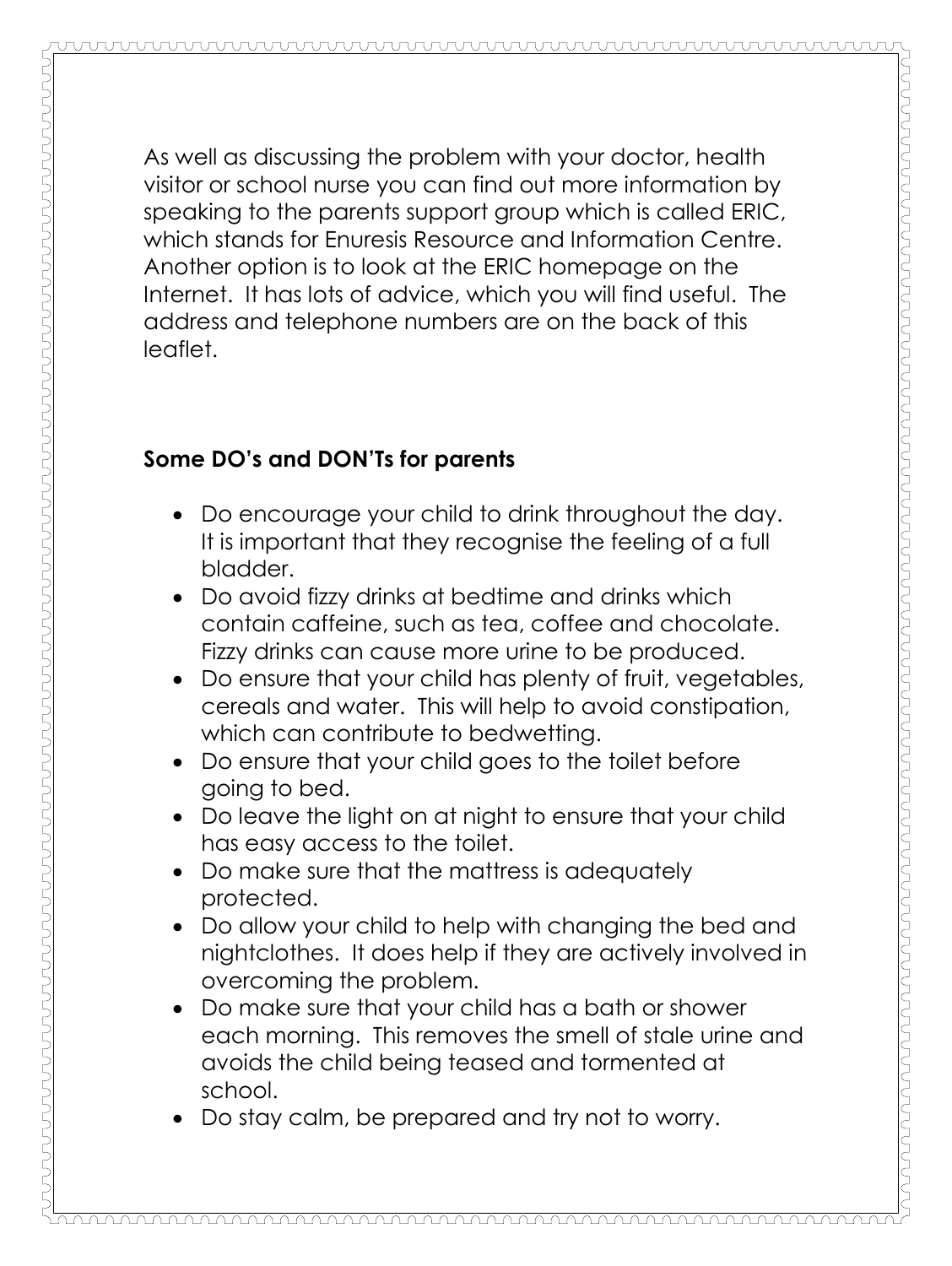As well as discussing the problem with your doctor, health visitor or school nurse you can find out more information by speaking to the parents support group which is called ERIC, which stands for Enuresis Resource and Information Centre. Another option is to look at the ERIC homepage on the Internet. It has lots of advice, which you will find useful. The address and telephone numbers are on the back of this leaflet.

**Some DO's and DON'Ts for parents**

- Do encourage your child to drink throughout the day. It is important that they recognise the feeling of a full bladder.
- Do avoid fizzy drinks at bedtime and drinks which contain caffeine, such as tea, coffee and chocolate. Fizzy drinks can cause more urine to be produced.
- Do ensure that your child has plenty of fruit, vegetables, cereals and water. This will help to avoid constipation, which can contribute to bedwetting.
- Do ensure that your child goes to the toilet before going to bed.
- Do leave the light on at night to ensure that your child has easy access to the toilet.
- Do make sure that the mattress is adequately protected.
- Do allow your child to help with changing the bed and nightclothes. It does help if they are actively involved in overcoming the problem.
- Do make sure that your child has a bath or shower each morning. This removes the smell of stale urine and avoids the child being teased and tormented at school.
- Do stay calm, be prepared and try not to worry.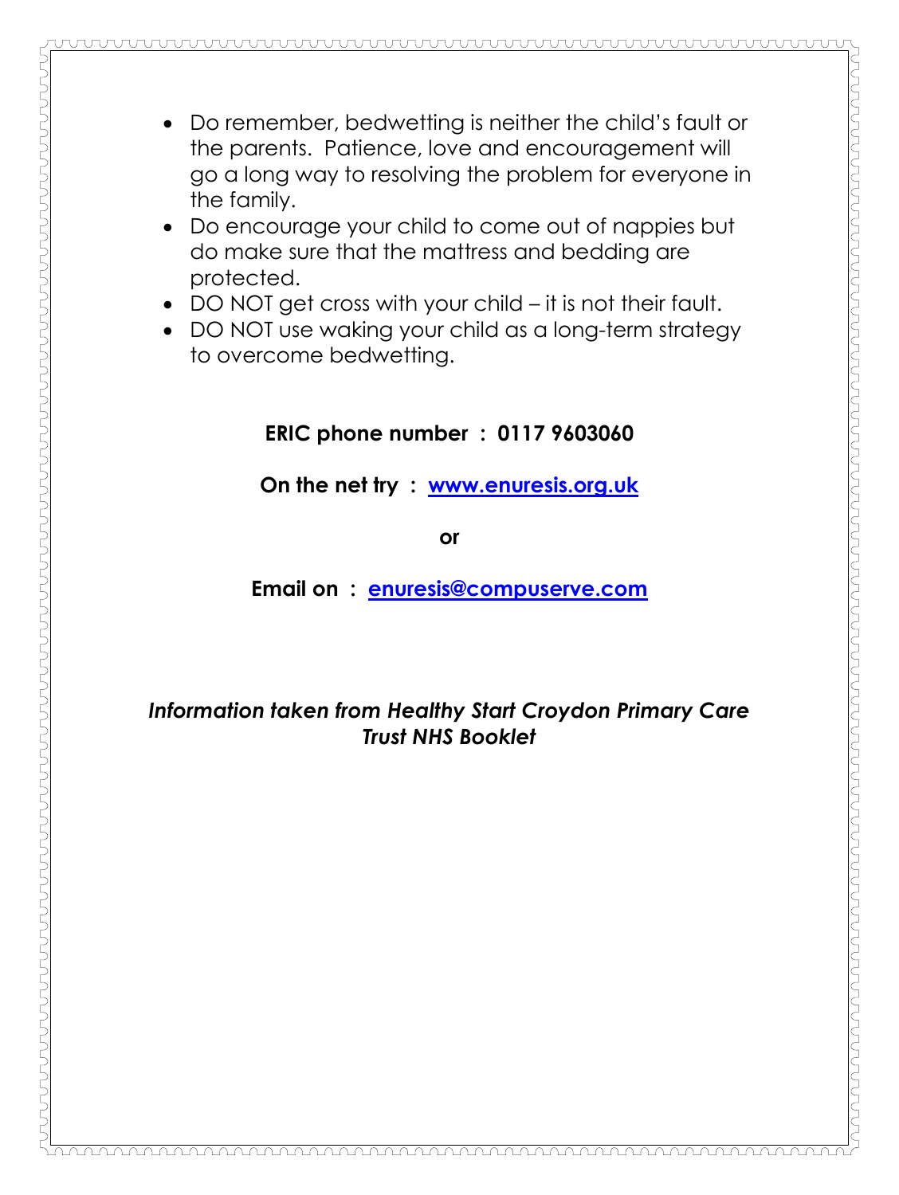- Do remember, bedwetting is neither the child's fault or the parents. Patience, love and encouragement will go a long way to resolving the problem for everyone in the family.
- Do encourage your child to come out of nappies but do make sure that the mattress and bedding are protected.
- DO NOT get cross with your child – it is not their fault.
- DO NOT use waking your child as a long-term strategy to overcome bedwetting.

**ERIC phone number : 0117 9603060**

**On the net try : [www.enuresis.org.uk](http://www.enuresis.org.uk)**

**or**

**Email on : [enuresis@compuserve.com](mailto:enuresis@compuserve.com)**

***Information taken from Healthy Start Croydon Primary Care Trust NHS Booklet***